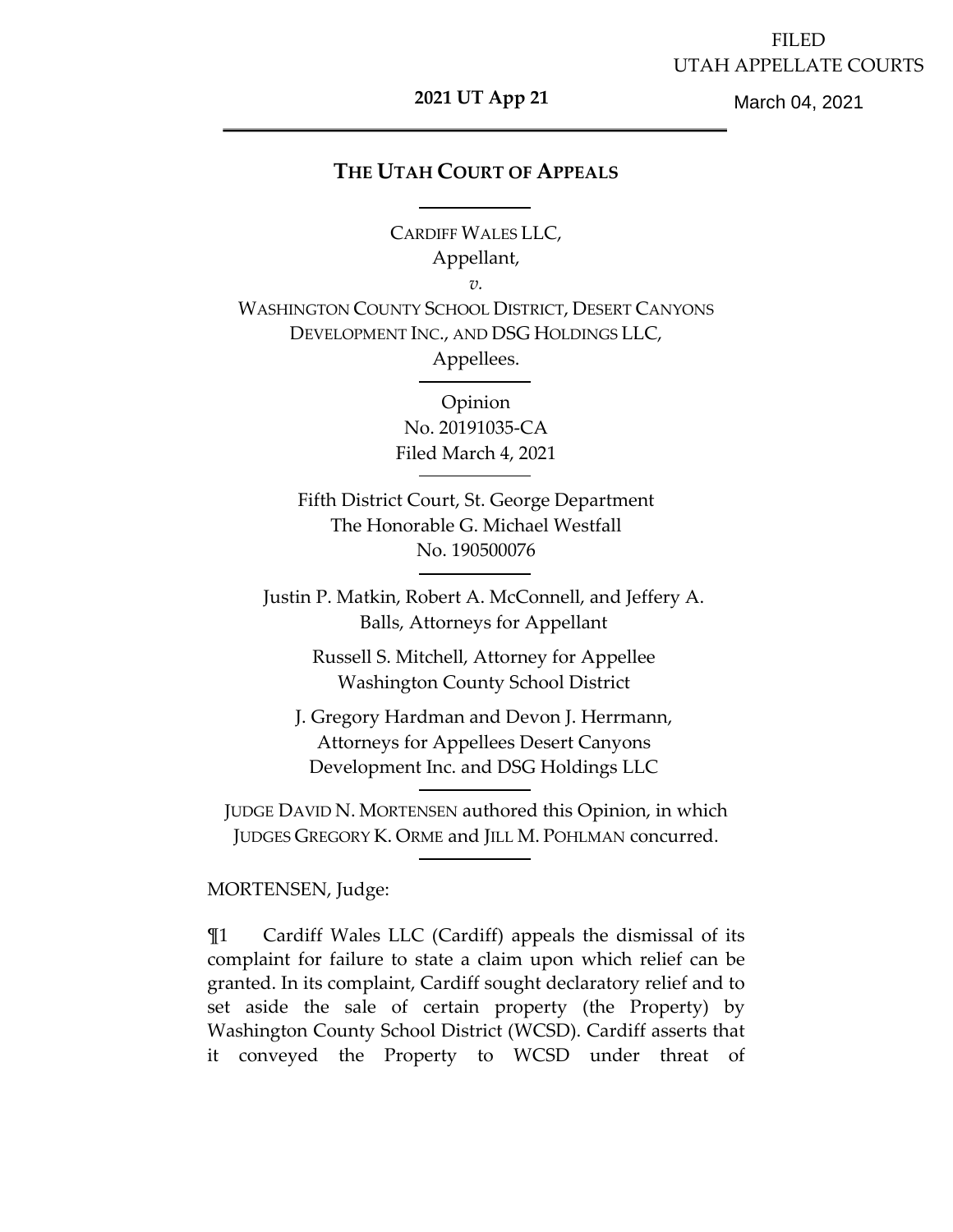FILED
UTAH APPELLATE COURTS
March 04, 2021

**2021 UT App 21**

## THE UTAH COURT OF APPEALS

CARDIFF WALES LLC,
Appellant,
*v.*
WASHINGTON COUNTY SCHOOL DISTRICT, DESERT CANYONS DEVELOPMENT INC., AND DSG HOLDINGS LLC,
Appellees.

Opinion
No. 20191035-CA
Filed March 4, 2021

Fifth District Court, St. George Department
The Honorable G. Michael Westfall
No. 190500076

Justin P. Matkin, Robert A. McConnell, and Jeffery A. Balls, Attorneys for Appellant

Russell S. Mitchell, Attorney for Appellee Washington County School District

J. Gregory Hardman and Devon J. Herrmann, Attorneys for Appellees Desert Canyons Development Inc. and DSG Holdings LLC

JUDGE DAVID N. MORTENSEN authored this Opinion, in which JUDGES GREGORY K. ORME and JILL M. POHLMAN concurred.

MORTENSEN, Judge:

¶1 Cardiff Wales LLC (Cardiff) appeals the dismissal of its complaint for failure to state a claim upon which relief can be granted. In its complaint, Cardiff sought declaratory relief and to set aside the sale of certain property (the Property) by Washington County School District (WCSD). Cardiff asserts that it conveyed the Property to WCSD under threat of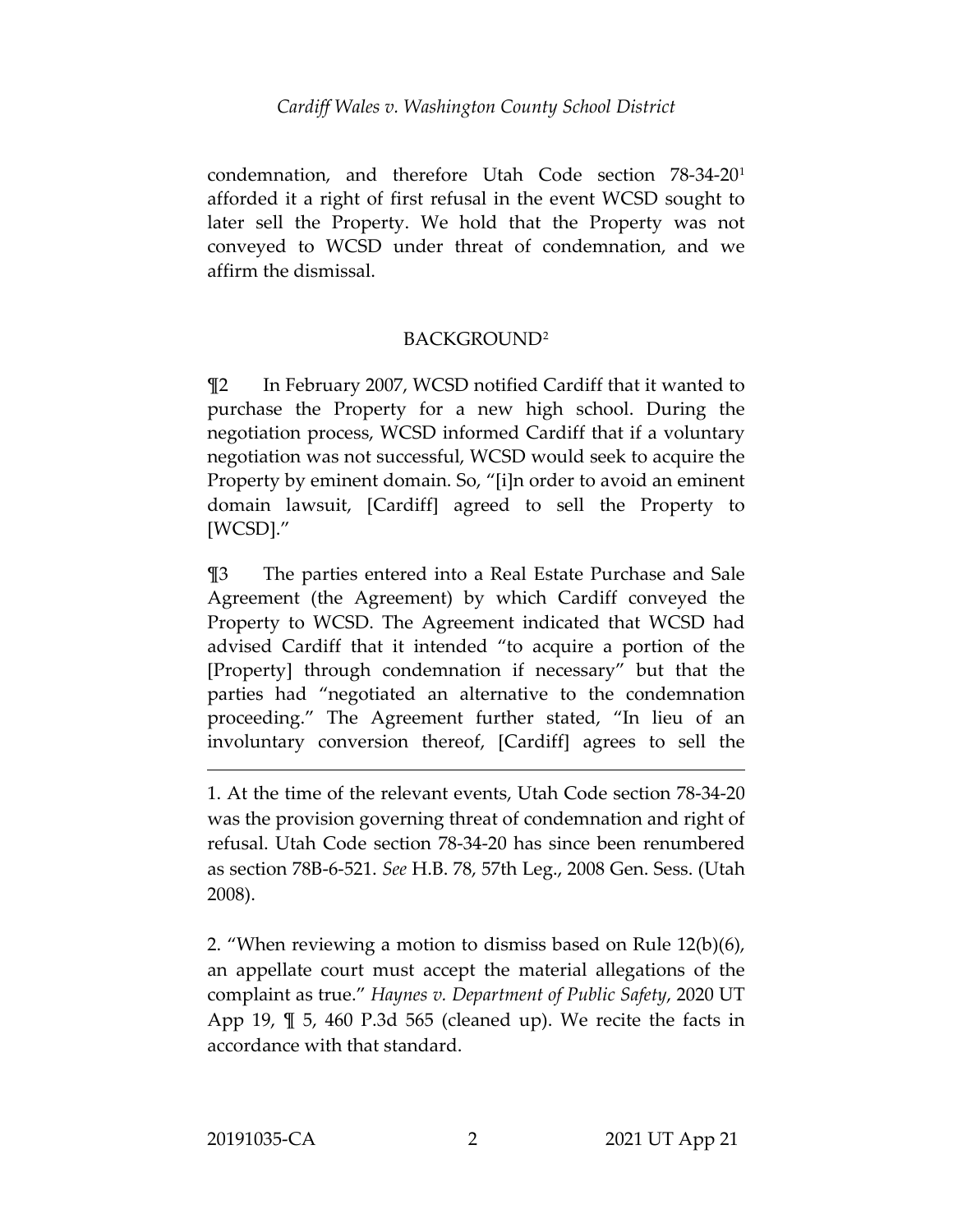condemnation, and therefore Utah Code section 78-34-20[1] afforded it a right of first refusal in the event WCSD sought to later sell the Property. We hold that the Property was not conveyed to WCSD under threat of condemnation, and we affirm the dismissal.

## BACKGROUND[2]

¶2 In February 2007, WCSD notified Cardiff that it wanted to purchase the Property for a new high school. During the negotiation process, WCSD informed Cardiff that if a voluntary negotiation was not successful, WCSD would seek to acquire the Property by eminent domain. So, "[i]n order to avoid an eminent domain lawsuit, [Cardiff] agreed to sell the Property to [WCSD]."

¶3 The parties entered into a Real Estate Purchase and Sale Agreement (the Agreement) by which Cardiff conveyed the Property to WCSD. The Agreement indicated that WCSD had advised Cardiff that it intended "to acquire a portion of the [Property] through condemnation if necessary" but that the parties had "negotiated an alternative to the condemnation proceeding." The Agreement further stated, "In lieu of an involuntary conversion thereof, [Cardiff] agrees to sell the

---

1. At the time of the relevant events, Utah Code section 78-34-20 was the provision governing threat of condemnation and right of refusal. Utah Code section 78-34-20 has since been renumbered as section 78B-6-521. *See* H.B. 78, 57th Leg., 2008 Gen. Sess. (Utah 2008).

2. "When reviewing a motion to dismiss based on Rule 12(b)(6), an appellate court must accept the material allegations of the complaint as true." *Haynes v. Department of Public Safety*, 2020 UT App 19, ¶ 5, 460 P.3d 565 (cleaned up). We recite the facts in accordance with that standard.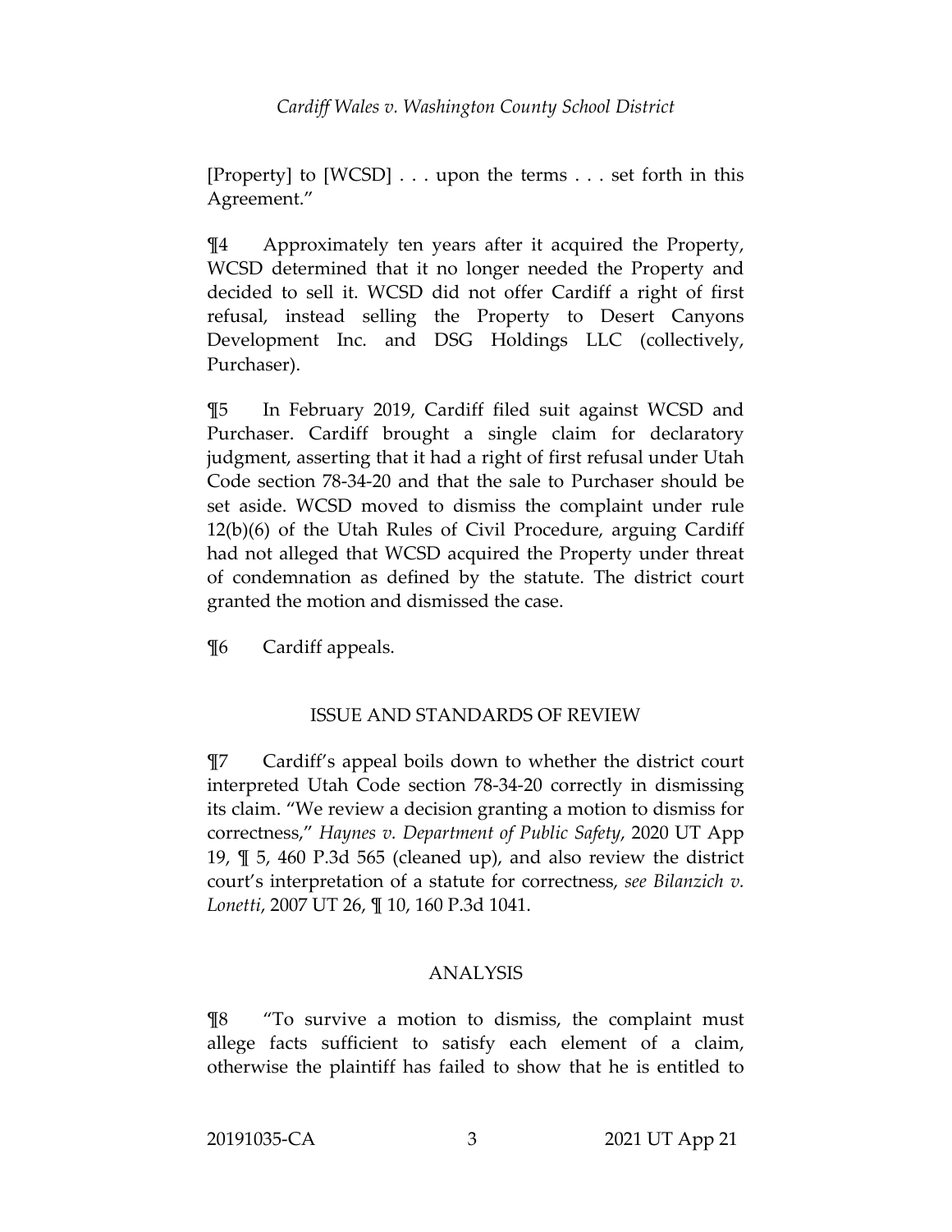[Property] to [WCSD] . . . upon the terms . . . set forth in this Agreement."

¶4 Approximately ten years after it acquired the Property, WCSD determined that it no longer needed the Property and decided to sell it. WCSD did not offer Cardiff a right of first refusal, instead selling the Property to Desert Canyons Development Inc. and DSG Holdings LLC (collectively, Purchaser).

¶5 In February 2019, Cardiff filed suit against WCSD and Purchaser. Cardiff brought a single claim for declaratory judgment, asserting that it had a right of first refusal under Utah Code section 78-34-20 and that the sale to Purchaser should be set aside. WCSD moved to dismiss the complaint under rule 12(b)(6) of the Utah Rules of Civil Procedure, arguing Cardiff had not alleged that WCSD acquired the Property under threat of condemnation as defined by the statute. The district court granted the motion and dismissed the case.

¶6 Cardiff appeals.

## ISSUE AND STANDARDS OF REVIEW

¶7 Cardiff's appeal boils down to whether the district court interpreted Utah Code section 78-34-20 correctly in dismissing its claim. "We review a decision granting a motion to dismiss for correctness," *Haynes v. Department of Public Safety*, 2020 UT App 19, ¶ 5, 460 P.3d 565 (cleaned up), and also review the district court's interpretation of a statute for correctness, *see Bilanzich v. Lonetti*, 2007 UT 26, ¶ 10, 160 P.3d 1041.

## ANALYSIS

¶8 "To survive a motion to dismiss, the complaint must allege facts sufficient to satisfy each element of a claim, otherwise the plaintiff has failed to show that he is entitled to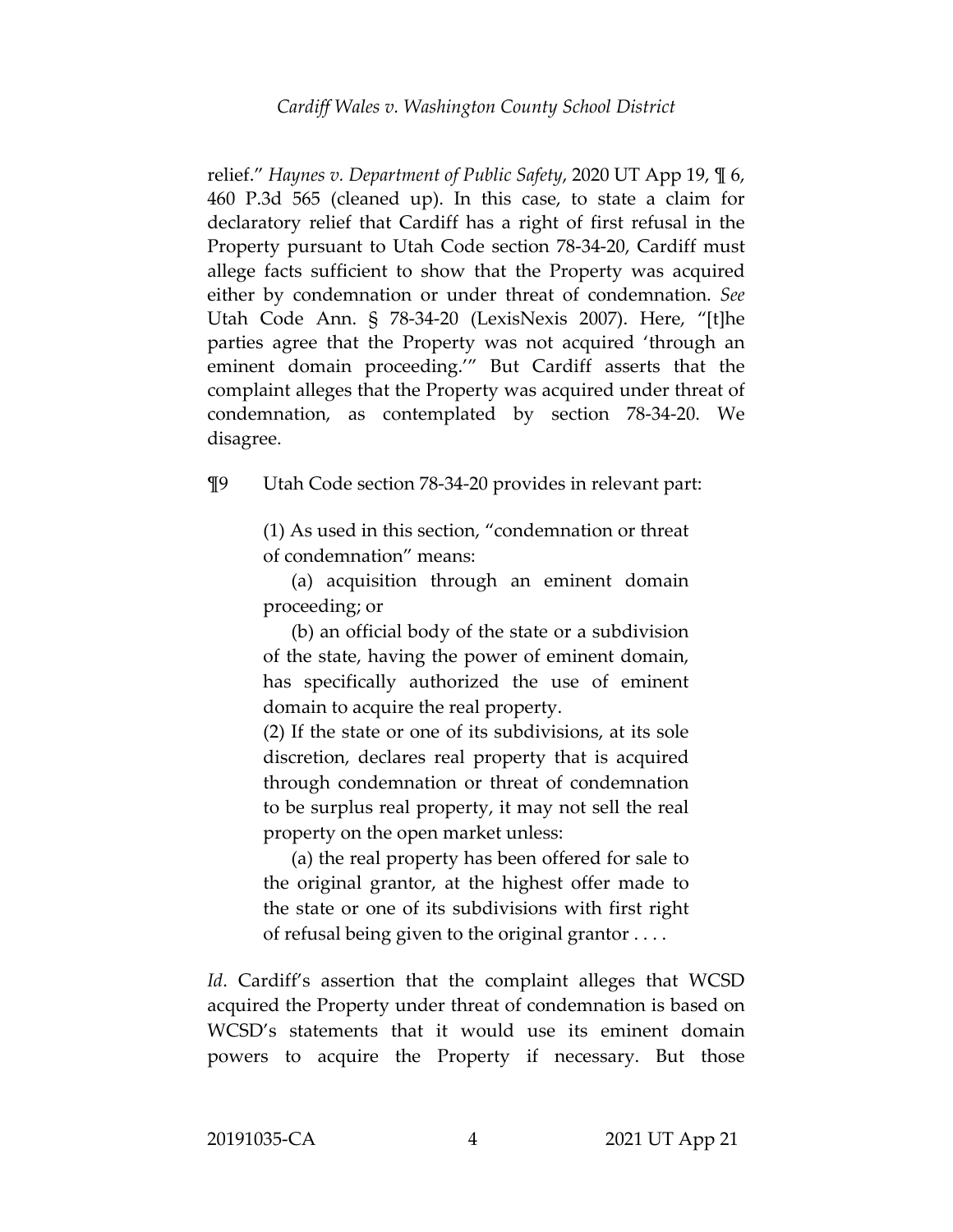relief." *Haynes v. Department of Public Safety*, 2020 UT App 19, ¶ 6, 460 P.3d 565 (cleaned up). In this case, to state a claim for declaratory relief that Cardiff has a right of first refusal in the Property pursuant to Utah Code section 78-34-20, Cardiff must allege facts sufficient to show that the Property was acquired either by condemnation or under threat of condemnation. *See* Utah Code Ann. § 78-34-20 (LexisNexis 2007). Here, "[t]he parties agree that the Property was not acquired 'through an eminent domain proceeding.'" But Cardiff asserts that the complaint alleges that the Property was acquired under threat of condemnation, as contemplated by section 78-34-20. We disagree.

¶9 Utah Code section 78-34-20 provides in relevant part:

> (1) As used in this section, "condemnation or threat of condemnation" means:
>
> (a) acquisition through an eminent domain proceeding; or
>
> (b) an official body of the state or a subdivision of the state, having the power of eminent domain, has specifically authorized the use of eminent domain to acquire the real property.
>
> (2) If the state or one of its subdivisions, at its sole discretion, declares real property that is acquired through condemnation or threat of condemnation to be surplus real property, it may not sell the real property on the open market unless:
>
> (a) the real property has been offered for sale to the original grantor, at the highest offer made to the state or one of its subdivisions with first right of refusal being given to the original grantor . . . .

*Id*. Cardiff's assertion that the complaint alleges that WCSD acquired the Property under threat of condemnation is based on WCSD's statements that it would use its eminent domain powers to acquire the Property if necessary. But those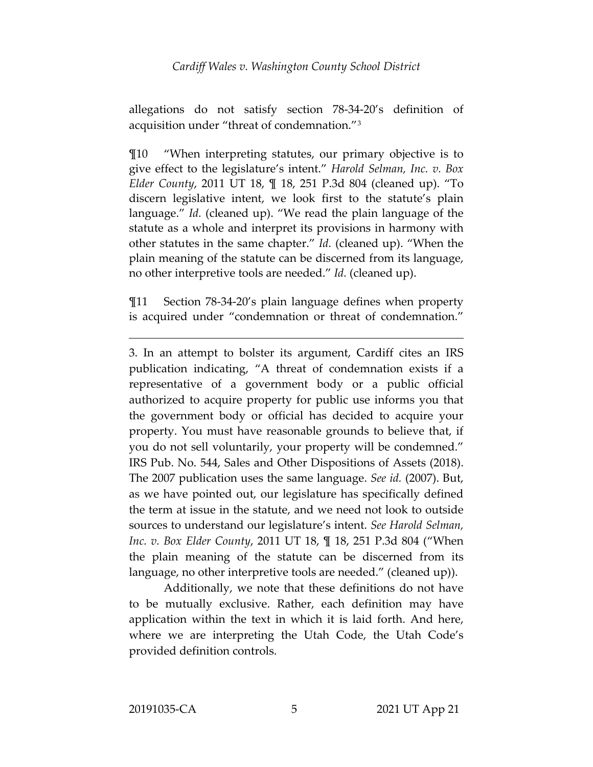allegations do not satisfy section 78-34-20's definition of acquisition under "threat of condemnation."[3]

¶10 "When interpreting statutes, our primary objective is to give effect to the legislature's intent." *Harold Selman, Inc. v. Box Elder County*, 2011 UT 18, ¶ 18, 251 P.3d 804 (cleaned up). "To discern legislative intent, we look first to the statute's plain language." *Id.* (cleaned up). "We read the plain language of the statute as a whole and interpret its provisions in harmony with other statutes in the same chapter." *Id.* (cleaned up). "When the plain meaning of the statute can be discerned from its language, no other interpretive tools are needed." *Id.* (cleaned up).

¶11 Section 78-34-20's plain language defines when property is acquired under "condemnation or threat of condemnation."

---

3. In an attempt to bolster its argument, Cardiff cites an IRS publication indicating, "A threat of condemnation exists if a representative of a government body or a public official authorized to acquire property for public use informs you that the government body or official has decided to acquire your property. You must have reasonable grounds to believe that, if you do not sell voluntarily, your property will be condemned." IRS Pub. No. 544, Sales and Other Dispositions of Assets (2018). The 2007 publication uses the same language. *See id.* (2007). But, as we have pointed out, our legislature has specifically defined the term at issue in the statute, and we need not look to outside sources to understand our legislature's intent. *See Harold Selman, Inc. v. Box Elder County*, 2011 UT 18, ¶ 18, 251 P.3d 804 ("When the plain meaning of the statute can be discerned from its language, no other interpretive tools are needed." (cleaned up)).

Additionally, we note that these definitions do not have to be mutually exclusive. Rather, each definition may have application within the text in which it is laid forth. And here, where we are interpreting the Utah Code, the Utah Code's provided definition controls.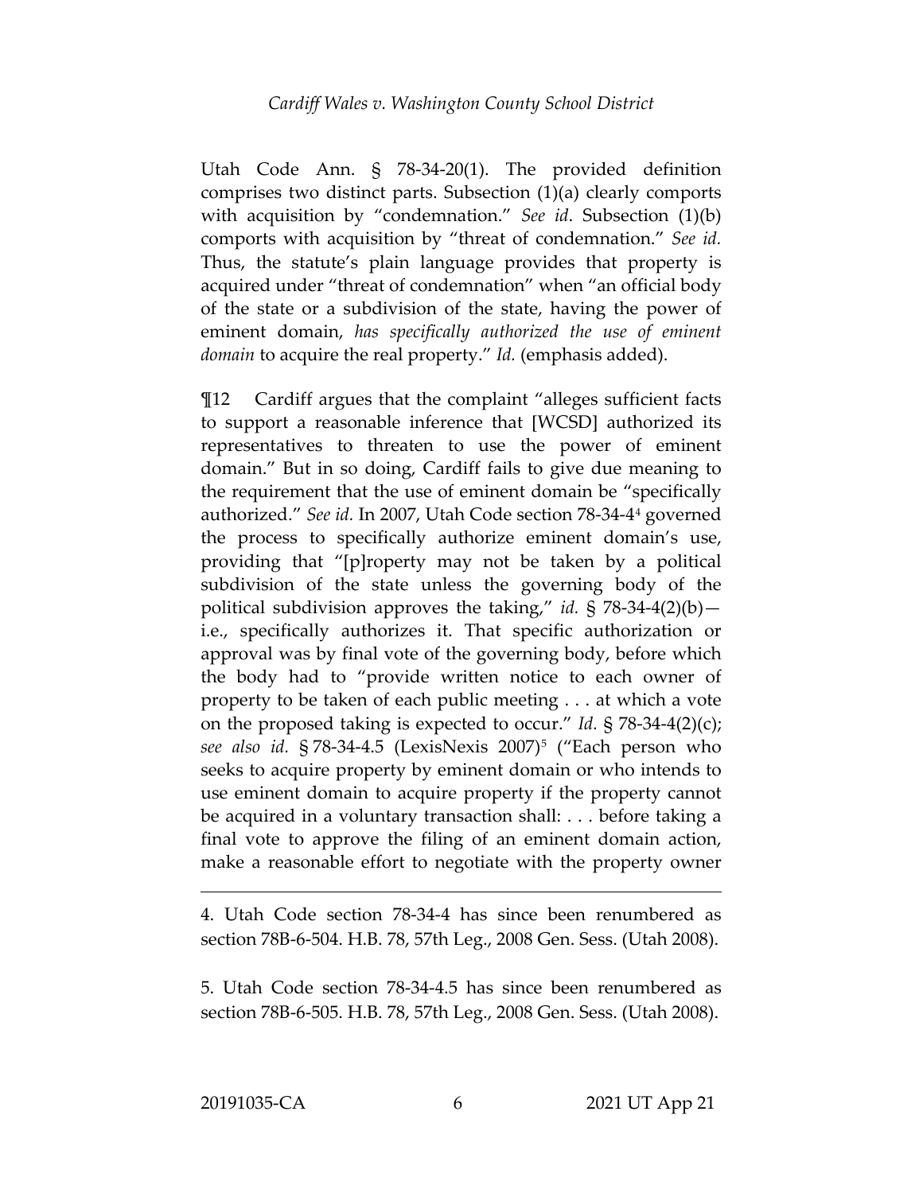Utah Code Ann. § 78-34-20(1). The provided definition comprises two distinct parts. Subsection (1)(a) clearly comports with acquisition by "condemnation." *See id*. Subsection (1)(b) comports with acquisition by "threat of condemnation." *See id.* Thus, the statute's plain language provides that property is acquired under "threat of condemnation" when "an official body of the state or a subdivision of the state, having the power of eminent domain, *has specifically authorized the use of eminent domain* to acquire the real property." *Id.* (emphasis added).

¶12 Cardiff argues that the complaint "alleges sufficient facts to support a reasonable inference that [WCSD] authorized its representatives to threaten to use the power of eminent domain." But in so doing, Cardiff fails to give due meaning to the requirement that the use of eminent domain be "specifically authorized." *See id.* In 2007, Utah Code section 78-34-4[4] governed the process to specifically authorize eminent domain's use, providing that "[p]roperty may not be taken by a political subdivision of the state unless the governing body of the political subdivision approves the taking," *id.* § 78-34-4(2)(b)—i.e., specifically authorizes it. That specific authorization or approval was by final vote of the governing body, before which the body had to "provide written notice to each owner of property to be taken of each public meeting . . . at which a vote on the proposed taking is expected to occur." *Id.* § 78-34-4(2)(c); *see also id.* § 78-34-4.5 (LexisNexis 2007)[5] ("Each person who seeks to acquire property by eminent domain or who intends to use eminent domain to acquire property if the property cannot be acquired in a voluntary transaction shall: . . . before taking a final vote to approve the filing of an eminent domain action, make a reasonable effort to negotiate with the property owner

---

4. Utah Code section 78-34-4 has since been renumbered as section 78B-6-504. H.B. 78, 57th Leg., 2008 Gen. Sess. (Utah 2008).

5. Utah Code section 78-34-4.5 has since been renumbered as section 78B-6-505. H.B. 78, 57th Leg., 2008 Gen. Sess. (Utah 2008).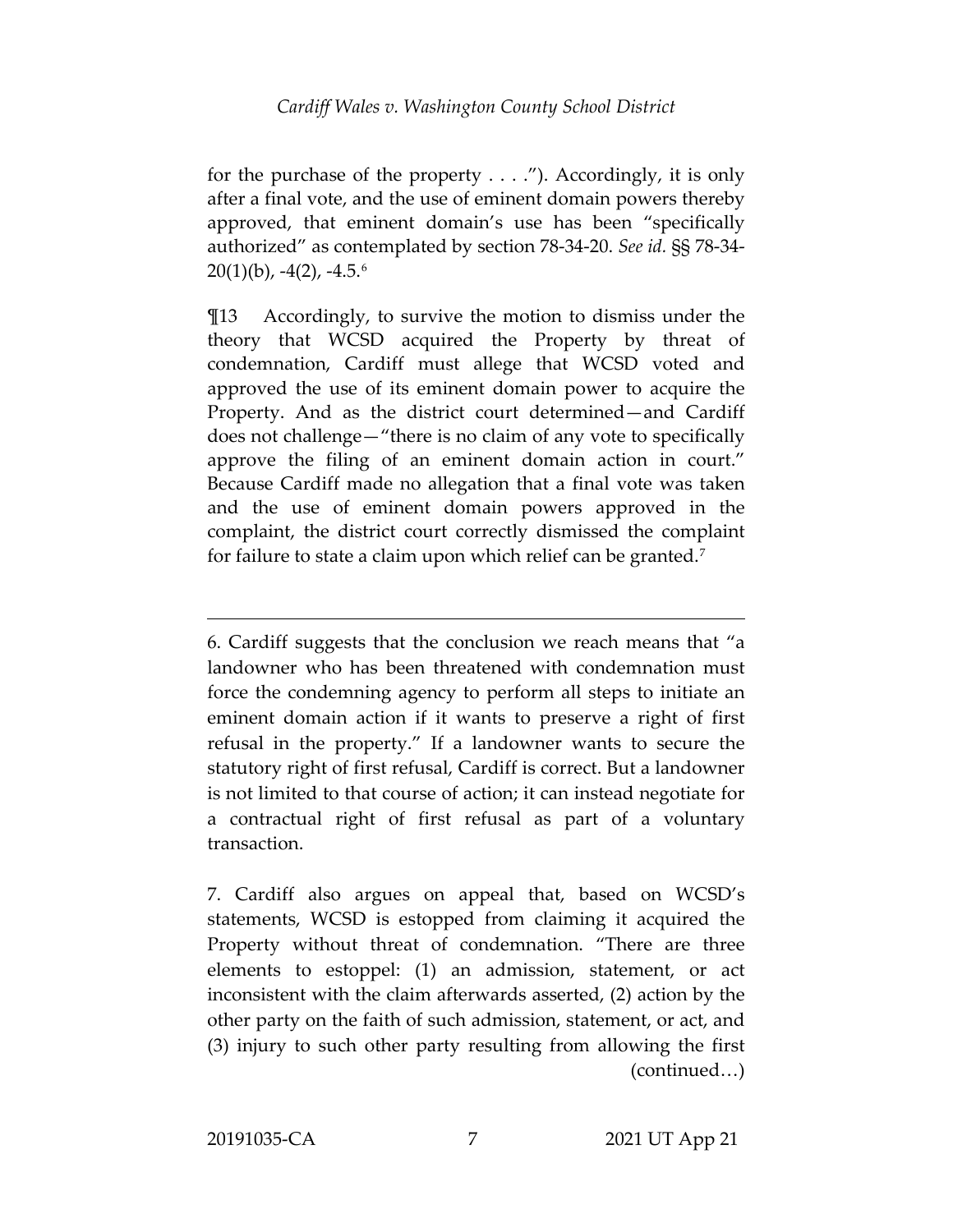for the purchase of the property . . . ."). Accordingly, it is only after a final vote, and the use of eminent domain powers thereby approved, that eminent domain's use has been "specifically authorized" as contemplated by section 78-34-20. *See id.* §§ 78-34-20(1)(b), -4(2), -4.5.[6]

¶13 Accordingly, to survive the motion to dismiss under the theory that WCSD acquired the Property by threat of condemnation, Cardiff must allege that WCSD voted and approved the use of its eminent domain power to acquire the Property. And as the district court determined—and Cardiff does not challenge—"there is no claim of any vote to specifically approve the filing of an eminent domain action in court." Because Cardiff made no allegation that a final vote was taken and the use of eminent domain powers approved in the complaint, the district court correctly dismissed the complaint for failure to state a claim upon which relief can be granted.[7]

---

6. Cardiff suggests that the conclusion we reach means that "a landowner who has been threatened with condemnation must force the condemning agency to perform all steps to initiate an eminent domain action if it wants to preserve a right of first refusal in the property." If a landowner wants to secure the statutory right of first refusal, Cardiff is correct. But a landowner is not limited to that course of action; it can instead negotiate for a contractual right of first refusal as part of a voluntary transaction.

7. Cardiff also argues on appeal that, based on WCSD's statements, WCSD is estopped from claiming it acquired the Property without threat of condemnation. "There are three elements to estoppel: (1) an admission, statement, or act inconsistent with the claim afterwards asserted, (2) action by the other party on the faith of such admission, statement, or act, and (3) injury to such other party resulting from allowing the first (continued…)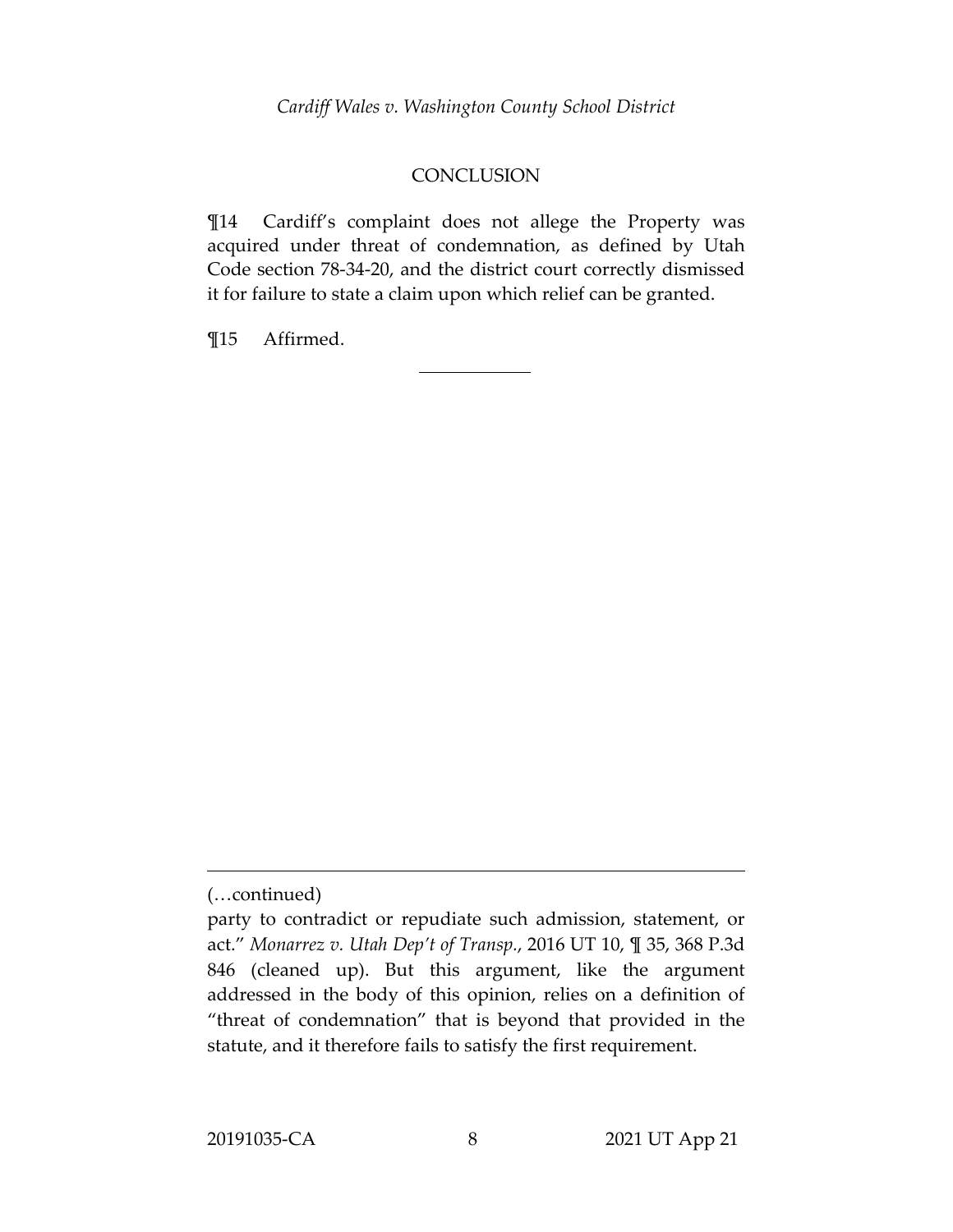## CONCLUSION

¶14 Cardiff's complaint does not allege the Property was acquired under threat of condemnation, as defined by Utah Code section 78-34-20, and the district court correctly dismissed it for failure to state a claim upon which relief can be granted.

¶15 Affirmed.

---

(…continued)

party to contradict or repudiate such admission, statement, or act." *Monarrez v. Utah Dep't of Transp.*, 2016 UT 10, ¶ 35, 368 P.3d 846 (cleaned up). But this argument, like the argument addressed in the body of this opinion, relies on a definition of "threat of condemnation" that is beyond that provided in the statute, and it therefore fails to satisfy the first requirement.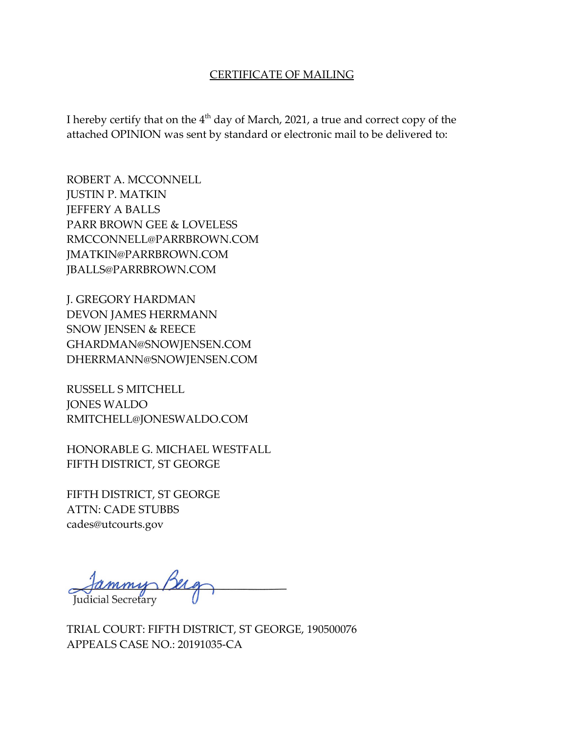CERTIFICATE OF MAILING

I hereby certify that on the 4th day of March, 2021, a true and correct copy of the attached OPINION was sent by standard or electronic mail to be delivered to:

ROBERT A. MCCONNELL
JUSTIN P. MATKIN
JEFFERY A BALLS
PARR BROWN GEE & LOVELESS
RMCCONNELL@PARRBROWN.COM
JMATKIN@PARRBROWN.COM
JBALLS@PARRBROWN.COM

J. GREGORY HARDMAN
DEVON JAMES HERRMANN
SNOW JENSEN & REECE
GHARDMAN@SNOWJENSEN.COM
DHERRMANN@SNOWJENSEN.COM

RUSSELL S MITCHELL
JONES WALDO
RMITCHELL@JONESWALDO.COM

HONORABLE G. MICHAEL WESTFALL
FIFTH DISTRICT, ST GEORGE

FIFTH DISTRICT, ST GEORGE
ATTN: CADE STUBBS
cades@utcourts.gov

Tammy Berg
Judicial Secretary

TRIAL COURT: FIFTH DISTRICT, ST GEORGE, 190500076
APPEALS CASE NO.: 20191035-CA